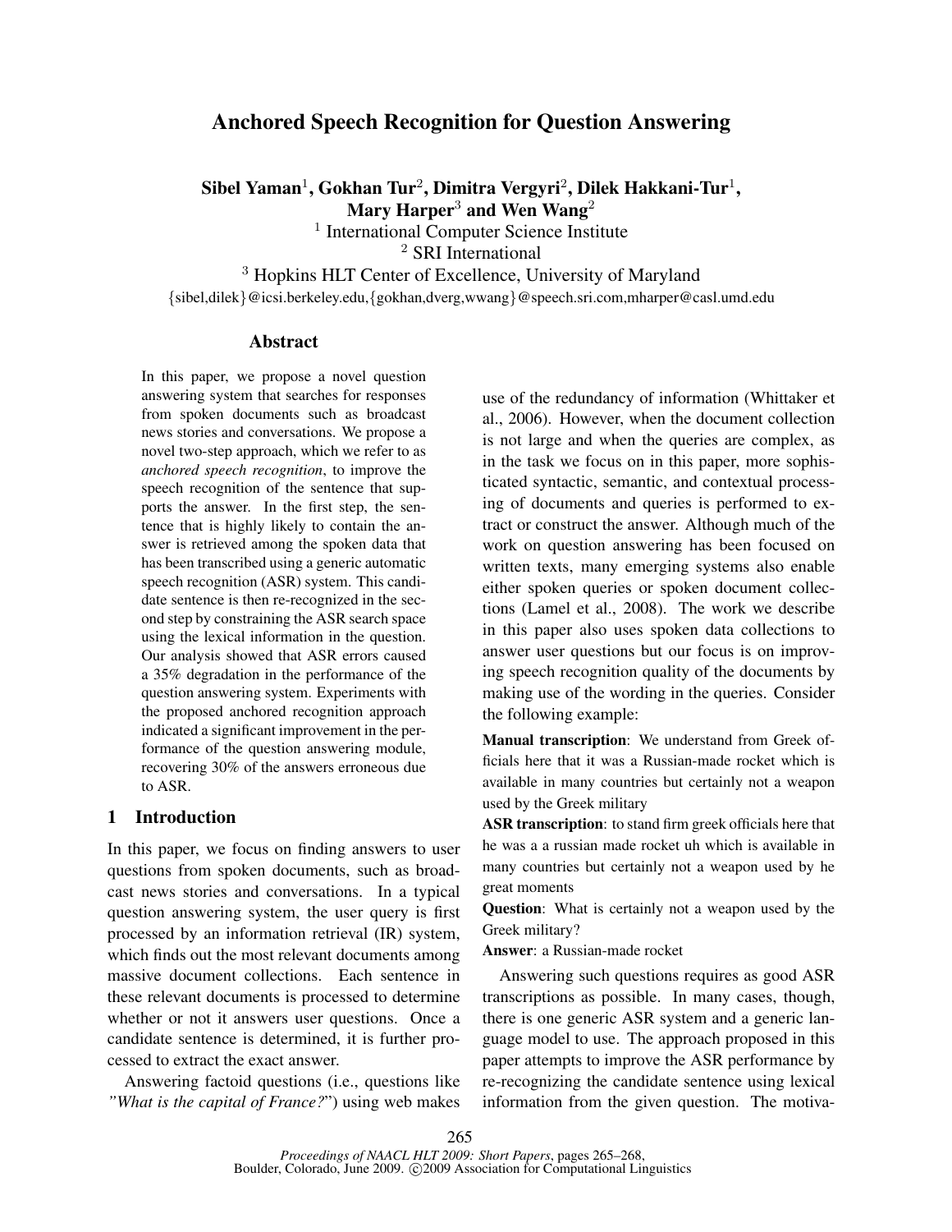# Anchored Speech Recognition for Question Answering

**Sibel Yaman[1], Gokhan Tur[2], Dimitra Vergyri[2], Dilek Hakkani-Tur[1], Mary Harper[3] and Wen Wang[2]**

[1] International Computer Science Institute
[2] SRI International
[3] Hopkins HLT Center of Excellence, University of Maryland

{sibel,dilek}@icsi.berkeley.edu,{gokhan,dverg,wwang}@speech.sri.com,mharper@casl.umd.edu

## Abstract

In this paper, we propose a novel question answering system that searches for responses from spoken documents such as broadcast news stories and conversations. We propose a novel two-step approach, which we refer to as *anchored speech recognition*, to improve the speech recognition of the sentence that supports the answer. In the first step, the sentence that is highly likely to contain the answer is retrieved among the spoken data that has been transcribed using a generic automatic speech recognition (ASR) system. This candidate sentence is then re-recognized in the second step by constraining the ASR search space using the lexical information in the question. Our analysis showed that ASR errors caused a 35% degradation in the performance of the question answering system. Experiments with the proposed anchored recognition approach indicated a significant improvement in the performance of the question answering module, recovering 30% of the answers erroneous due to ASR.

## 1 Introduction

In this paper, we focus on finding answers to user questions from spoken documents, such as broadcast news stories and conversations. In a typical question answering system, the user query is first processed by an information retrieval (IR) system, which finds out the most relevant documents among massive document collections. Each sentence in these relevant documents is processed to determine whether or not it answers user questions. Once a candidate sentence is determined, it is further processed to extract the exact answer.

Answering factoid questions (i.e., questions like *"What is the capital of France?"*) using web makes use of the redundancy of information (Whittaker et al., 2006). However, when the document collection is not large and when the queries are complex, as in the task we focus on in this paper, more sophisticated syntactic, semantic, and contextual processing of documents and queries is performed to extract or construct the answer. Although much of the work on question answering has been focused on written texts, many emerging systems also enable either spoken queries or spoken document collections (Lamel et al., 2008). The work we describe in this paper also uses spoken data collections to answer user questions but our focus is on improving speech recognition quality of the documents by making use of the wording in the queries. Consider the following example:

**Manual transcription**: We understand from Greek officials here that it was a Russian-made rocket which is available in many countries but certainly not a weapon used by the Greek military

**ASR transcription**: to stand firm greek officials here that he was a a russian made rocket uh which is available in many countries but certainly not a weapon used by he great moments

**Question**: What is certainly not a weapon used by the Greek military?

**Answer**: a Russian-made rocket

Answering such questions requires as good ASR transcriptions as possible. In many cases, though, there is one generic ASR system and a generic language model to use. The approach proposed in this paper attempts to improve the ASR performance by re-recognizing the candidate sentence using lexical information from the given question. The motiva-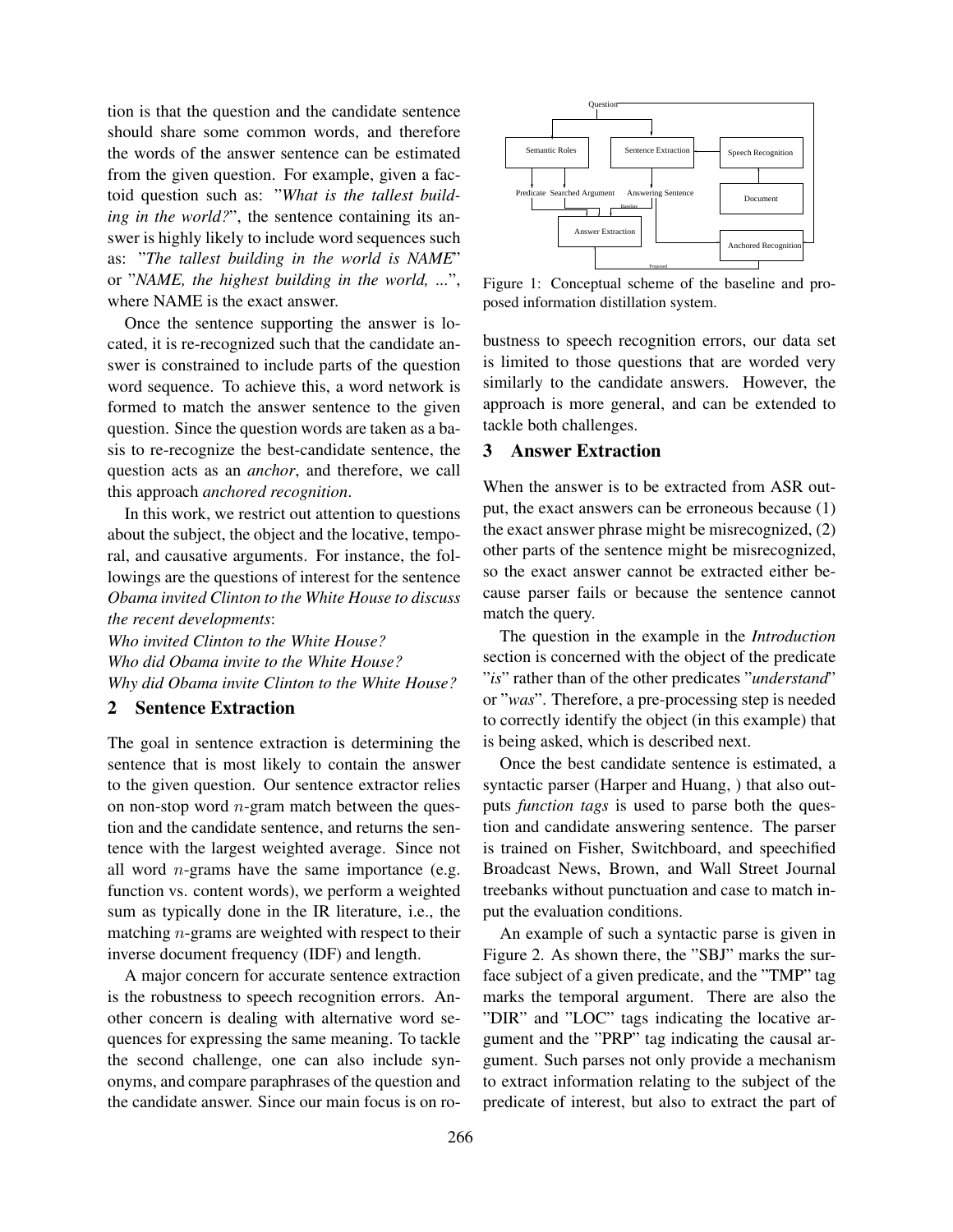tion is that the question and the candidate sentence should share some common words, and therefore the words of the answer sentence can be estimated from the given question. For example, given a factoid question such as: "*What is the tallest building in the world?*", the sentence containing its answer is highly likely to include word sequences such as: "*The tallest building in the world is NAME*" or "*NAME, the highest building in the world, ...*", where NAME is the exact answer.

Once the sentence supporting the answer is located, it is re-recognized such that the candidate answer is constrained to include parts of the question word sequence. To achieve this, a word network is formed to match the answer sentence to the given question. Since the question words are taken as a basis to re-recognize the best-candidate sentence, the question acts as an *anchor*, and therefore, we call this approach *anchored recognition*.

In this work, we restrict out attention to questions about the subject, the object and the locative, temporal, and causative arguments. For instance, the followings are the questions of interest for the sentence *Obama invited Clinton to the White House to discuss the recent developments*:
*Who invited Clinton to the White House?*
*Who did Obama invite to the White House?*
*Why did Obama invite Clinton to the White House?*

## 2 Sentence Extraction

The goal in sentence extraction is determining the sentence that is most likely to contain the answer to the given question. Our sentence extractor relies on non-stop word $n$-gram match between the question and the candidate sentence, and returns the sentence with the largest weighted average. Since not all word $n$-grams have the same importance (e.g. function vs. content words), we perform a weighted sum as typically done in the IR literature, i.e., the matching $n$-grams are weighted with respect to their inverse document frequency (IDF) and length.

A major concern for accurate sentence extraction is the robustness to speech recognition errors. Another concern is dealing with alternative word sequences for expressing the same meaning. To tackle the second challenge, one can also include synonyms, and compare paraphrases of the question and the candidate answer. Since our main focus is on robustness to speech recognition errors, our data set is limited to those questions that are worded very similarly to the candidate answers. However, the approach is more general, and can be extended to tackle both challenges.

Question
Semantic Roles
Sentence Extraction
Speech Recognition
Predicate
Searched Argument
Answering Sentence
Document
Baseline
Answer Extraction
Anchored Recognition
Proposed

Figure 1: Conceptual scheme of the baseline and proposed information distillation system.

## 3 Answer Extraction

When the answer is to be extracted from ASR output, the exact answers can be erroneous because (1) the exact answer phrase might be misrecognized, (2) other parts of the sentence might be misrecognized, so the exact answer cannot be extracted either because parser fails or because the sentence cannot match the query.

The question in the example in the *Introduction* section is concerned with the object of the predicate "*is*" rather than of the other predicates "*understand*" or "*was*". Therefore, a pre-processing step is needed to correctly identify the object (in this example) that is being asked, which is described next.

Once the best candidate sentence is estimated, a syntactic parser (Harper and Huang, ) that also outputs *function tags* is used to parse both the question and candidate answering sentence. The parser is trained on Fisher, Switchboard, and speechified Broadcast News, Brown, and Wall Street Journal treebanks without punctuation and case to match input the evaluation conditions.

An example of such a syntactic parse is given in Figure 2. As shown there, the "SBJ" marks the surface subject of a given predicate, and the "TMP" tag marks the temporal argument. There are also the "DIR" and "LOC" tags indicating the locative argument and the "PRP" tag indicating the causal argument. Such parses not only provide a mechanism to extract information relating to the subject of the predicate of interest, but also to extract the part of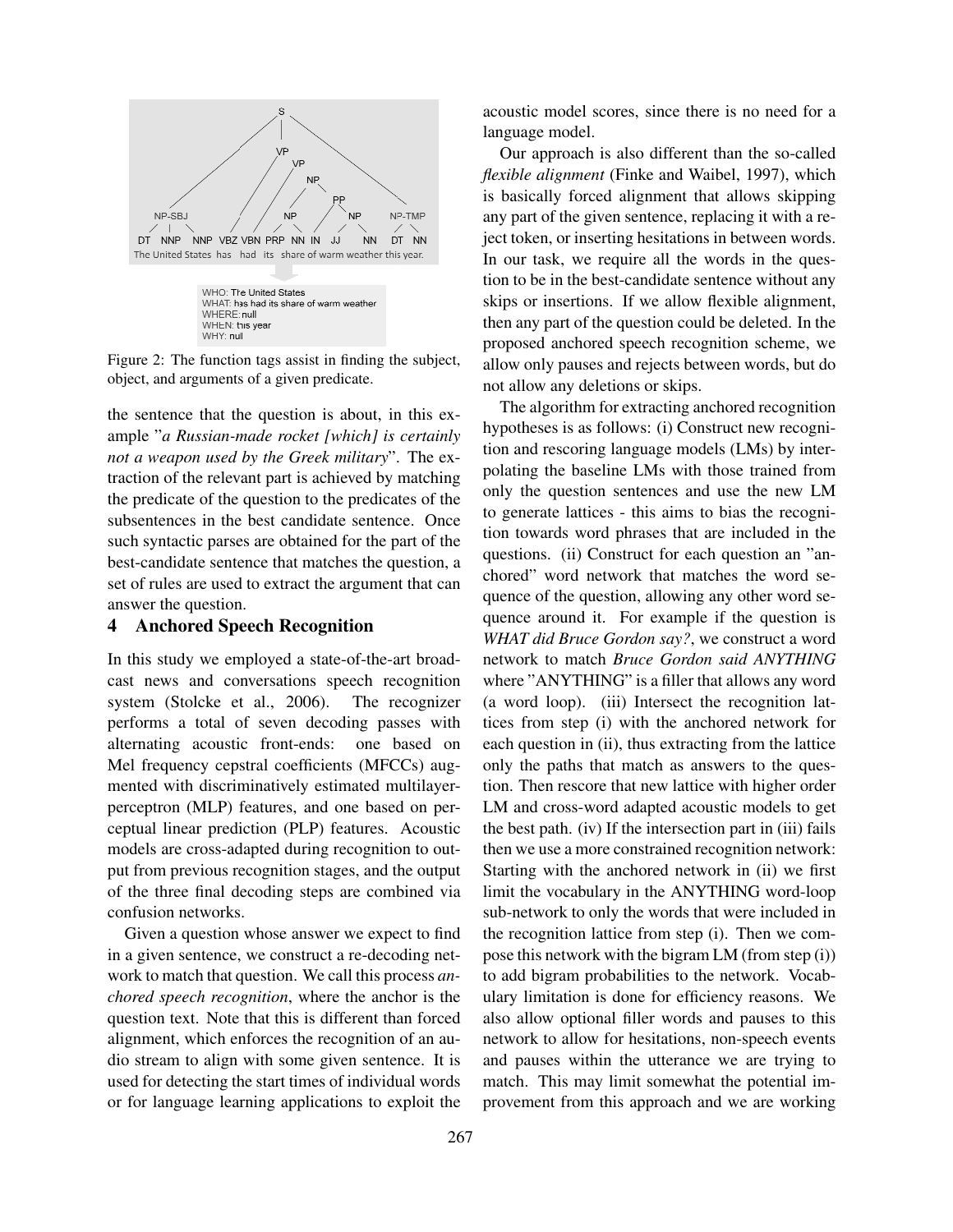S

VP

VP

NP

PP

NP-SBJ NP NP NP-TMP

DT NNP NNP VBZ VBN PRP NN IN JJ NN DT NN

The United States has had its share of warm weather this year.

WHO: The United States
WHAT: has had its share of warm weather
WHERE: null
WHEN: this year
WHY: null

Figure 2: The function tags assist in finding the subject, object, and arguments of a given predicate.

the sentence that the question is about, in this example "*a Russian-made rocket [which] is certainly not a weapon used by the Greek military*". The extraction of the relevant part is achieved by matching the predicate of the question to the predicates of the subsentences in the best candidate sentence. Once such syntactic parses are obtained for the part of the best-candidate sentence that matches the question, a set of rules are used to extract the argument that can answer the question.

## 4 Anchored Speech Recognition

In this study we employed a state-of-the-art broadcast news and conversations speech recognition system (Stolcke et al., 2006). The recognizer performs a total of seven decoding passes with alternating acoustic front-ends: one based on Mel frequency cepstral coefficients (MFCCs) augmented with discriminatively estimated multilayer-perceptron (MLP) features, and one based on perceptual linear prediction (PLP) features. Acoustic models are cross-adapted during recognition to output from previous recognition stages, and the output of the three final decoding steps are combined via confusion networks.

Given a question whose answer we expect to find in a given sentence, we construct a re-decoding network to match that question. We call this process *anchored speech recognition*, where the anchor is the question text. Note that this is different than forced alignment, which enforces the recognition of an audio stream to align with some given sentence. It is used for detecting the start times of individual words or for language learning applications to exploit the acoustic model scores, since there is no need for a language model.

Our approach is also different than the so-called *flexible alignment* (Finke and Waibel, 1997), which is basically forced alignment that allows skipping any part of the given sentence, replacing it with a reject token, or inserting hesitations in between words. In our task, we require all the words in the question to be in the best-candidate sentence without any skips or insertions. If we allow flexible alignment, then any part of the question could be deleted. In the proposed anchored speech recognition scheme, we allow only pauses and rejects between words, but do not allow any deletions or skips.

The algorithm for extracting anchored recognition hypotheses is as follows: (i) Construct new recognition and rescoring language models (LMs) by interpolating the baseline LMs with those trained from only the question sentences and use the new LM to generate lattices - this aims to bias the recognition towards word phrases that are included in the questions. (ii) Construct for each question an "anchored" word network that matches the word sequence of the question, allowing any other word sequence around it. For example if the question is *WHAT did Bruce Gordon say?*, we construct a word network to match *Bruce Gordon said ANYTHING* where "ANYTHING" is a filler that allows any word (a word loop). (iii) Intersect the recognition lattices from step (i) with the anchored network for each question in (ii), thus extracting from the lattice only the paths that match as answers to the question. Then rescore that new lattice with higher order LM and cross-word adapted acoustic models to get the best path. (iv) If the intersection part in (iii) fails then we use a more constrained recognition network: Starting with the anchored network in (ii) we first limit the vocabulary in the ANYTHING word-loop sub-network to only the words that were included in the recognition lattice from step (i). Then we compose this network with the bigram LM (from step (i)) to add bigram probabilities to the network. Vocabulary limitation is done for efficiency reasons. We also allow optional filler words and pauses to this network to allow for hesitations, non-speech events and pauses within the utterance we are trying to match. This may limit somewhat the potential improvement from this approach and we are working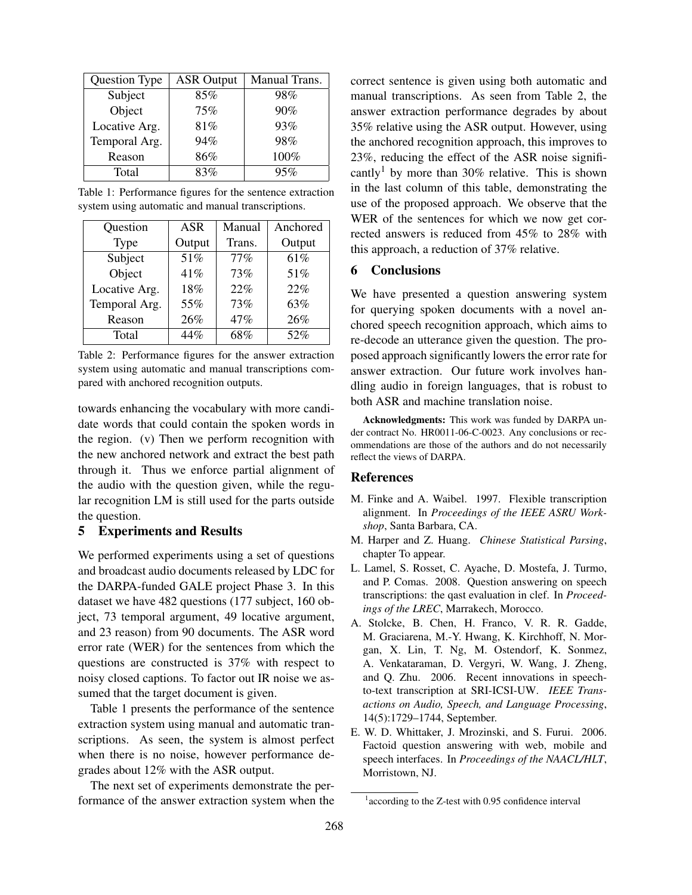| Question Type | ASR Output | Manual Trans. |
|---|---|---|
| Subject | 85% | 98% |
| Object | 75% | 90% |
| Locative Arg. | 81% | 93% |
| Temporal Arg. | 94% | 98% |
| Reason | 86% | 100% |
| Total | 83% | 95% |

Table 1: Performance figures for the sentence extraction system using automatic and manual transcriptions.

| Question Type | ASR Output | Manual Trans. | Anchored Output |
|---|---|---|---|
| Subject | 51% | 77% | 61% |
| Object | 41% | 73% | 51% |
| Locative Arg. | 18% | 22% | 22% |
| Temporal Arg. | 55% | 73% | 63% |
| Reason | 26% | 47% | 26% |
| Total | 44% | 68% | 52% |

Table 2: Performance figures for the answer extraction system using automatic and manual transcriptions compared with anchored recognition outputs.

towards enhancing the vocabulary with more candidate words that could contain the spoken words in the region. (v) Then we perform recognition with the new anchored network and extract the best path through it. Thus we enforce partial alignment of the audio with the question given, while the regular recognition LM is still used for the parts outside the question.

## 5 Experiments and Results

We performed experiments using a set of questions and broadcast audio documents released by LDC for the DARPA-funded GALE project Phase 3. In this dataset we have 482 questions (177 subject, 160 object, 73 temporal argument, 49 locative argument, and 23 reason) from 90 documents. The ASR word error rate (WER) for the sentences from which the questions are constructed is 37% with respect to noisy closed captions. To factor out IR noise we assumed that the target document is given.

Table 1 presents the performance of the sentence extraction system using manual and automatic transcriptions. As seen, the system is almost perfect when there is no noise, however performance degrades about 12% with the ASR output.

The next set of experiments demonstrate the performance of the answer extraction system when the correct sentence is given using both automatic and manual transcriptions. As seen from Table 2, the answer extraction performance degrades by about 35% relative using the ASR output. However, using the anchored recognition approach, this improves to 23%, reducing the effect of the ASR noise significantly[1] by more than 30% relative. This is shown in the last column of this table, demonstrating the use of the proposed approach. We observe that the WER of the sentences for which we now get corrected answers is reduced from 45% to 28% with this approach, a reduction of 37% relative.

## 6 Conclusions

We have presented a question answering system for querying spoken documents with a novel anchored speech recognition approach, which aims to re-decode an utterance given the question. The proposed approach significantly lowers the error rate for answer extraction. Our future work involves handling audio in foreign languages, that is robust to both ASR and machine translation noise.

**Acknowledgments:** This work was funded by DARPA under contract No. HR0011-06-C-0023. Any conclusions or recommendations are those of the authors and do not necessarily reflect the views of DARPA.

## References

M. Finke and A. Waibel. 1997. Flexible transcription alignment. In *Proceedings of the IEEE ASRU Workshop*, Santa Barbara, CA.

M. Harper and Z. Huang. *Chinese Statistical Parsing*, chapter To appear.

L. Lamel, S. Rosset, C. Ayache, D. Mostefa, J. Turmo, and P. Comas. 2008. Question answering on speech transcriptions: the qast evaluation in clef. In *Proceedings of the LREC*, Marrakech, Morocco.

A. Stolcke, B. Chen, H. Franco, V. R. R. Gadde, M. Graciarena, M.-Y. Hwang, K. Kirchhoff, N. Morgan, X. Lin, T. Ng, M. Ostendorf, K. Sonmez, A. Venkataraman, D. Vergyri, W. Wang, J. Zheng, and Q. Zhu. 2006. Recent innovations in speech-to-text transcription at SRI-ICSI-UW. *IEEE Transactions on Audio, Speech, and Language Processing*, 14(5):1729–1744, September.

E. W. D. Whittaker, J. Mrozinski, and S. Furui. 2006. Factoid question answering with web, mobile and speech interfaces. In *Proceedings of the NAACL/HLT*, Morristown, NJ.

[1] according to the Z-test with 0.95 confidence interval